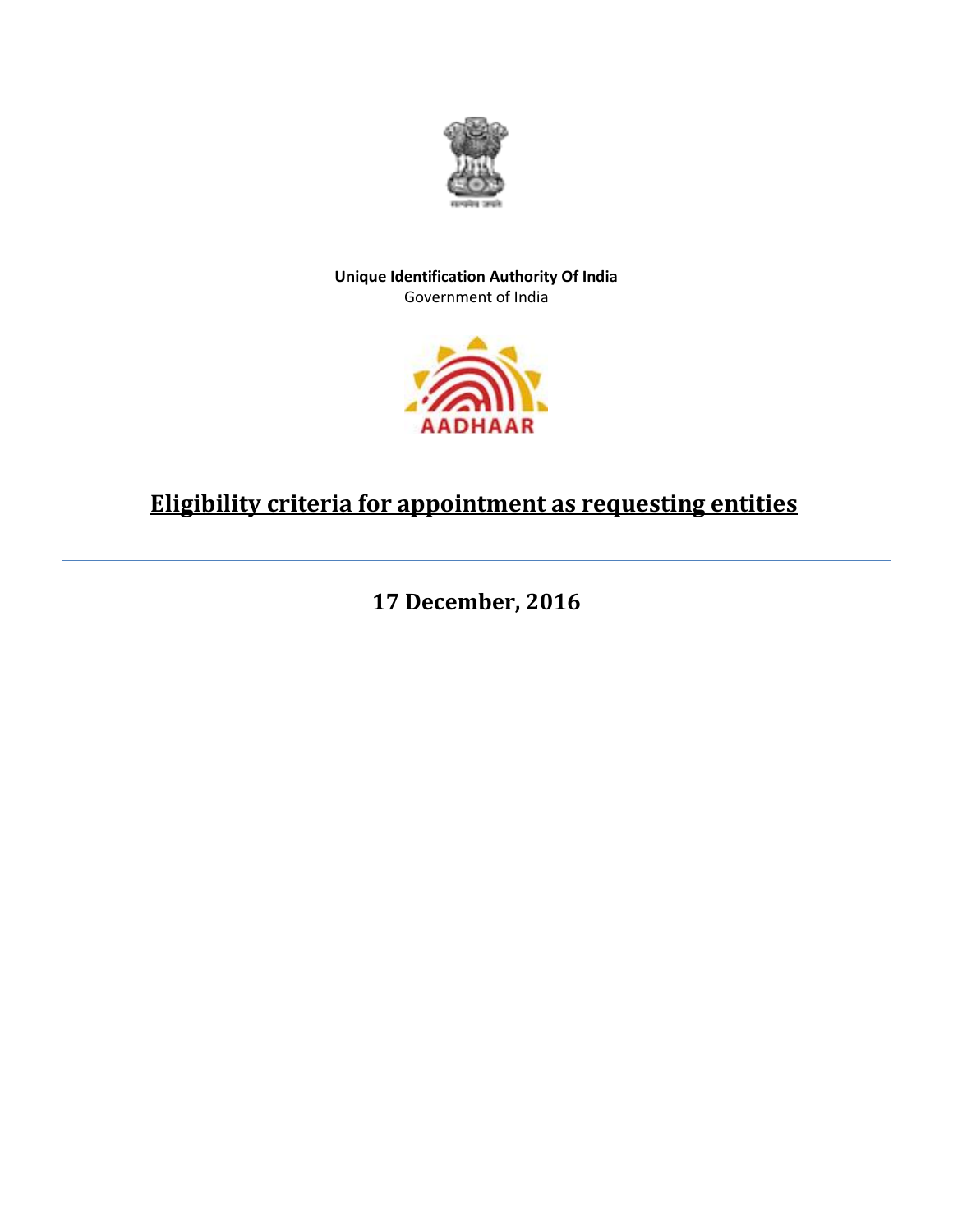**Unique Identification Authority Of India**
Government of India

# Eligibility criteria for appointment as requesting entities

---

## 17 December, 2016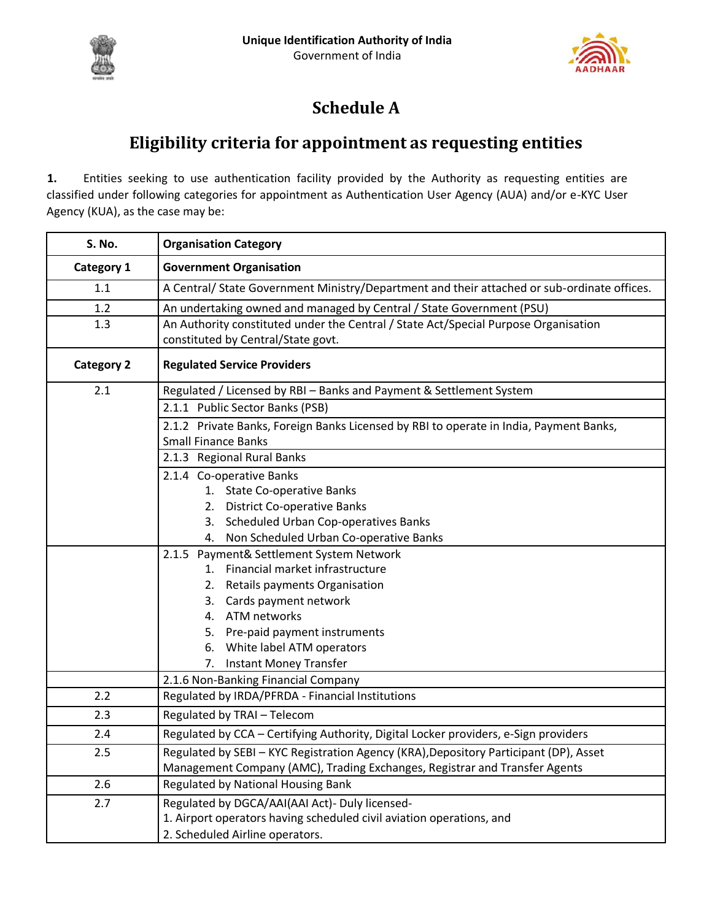Unique Identification Authority of India

Government of India

# Schedule A

## Eligibility criteria for appointment as requesting entities

**1.** Entities seeking to use authentication facility provided by the Authority as requesting entities are classified under following categories for appointment as Authentication User Agency (AUA) and/or e-KYC User Agency (KUA), as the case may be:

| S. No. | Organisation Category |
|---|---|
| **Category 1** | **Government Organisation** |
| 1.1 | A Central/ State Government Ministry/Department and their attached or sub-ordinate offices. |
| 1.2 | An undertaking owned and managed by Central / State Government (PSU) |
| 1.3 | An Authority constituted under the Central / State Act/Special Purpose Organisation constituted by Central/State govt. |
| **Category 2** | **Regulated Service Providers** |
| 2.1 | Regulated / Licensed by RBI – Banks and Payment & Settlement System |
| | 2.1.1 Public Sector Banks (PSB) |
| | 2.1.2 Private Banks, Foreign Banks Licensed by RBI to operate in India, Payment Banks, Small Finance Banks |
| | 2.1.3 Regional Rural Banks |
| | 2.1.4 Co-operative Banks<br>1. State Co-operative Banks<br>2. District Co-operative Banks<br>3. Scheduled Urban Cop-operatives Banks<br>4. Non Scheduled Urban Co-operative Banks |
| | 2.1.5 Payment& Settlement System Network<br>1. Financial market infrastructure<br>2. Retails payments Organisation<br>3. Cards payment network<br>4. ATM networks<br>5. Pre-paid payment instruments<br>6. White label ATM operators<br>7. Instant Money Transfer |
| | 2.1.6 Non-Banking Financial Company |
| 2.2 | Regulated by IRDA/PFRDA - Financial Institutions |
| 2.3 | Regulated by TRAI – Telecom |
| 2.4 | Regulated by CCA – Certifying Authority, Digital Locker providers, e-Sign providers |
| 2.5 | Regulated by SEBI – KYC Registration Agency (KRA),Depository Participant (DP), Asset Management Company (AMC), Trading Exchanges, Registrar and Transfer Agents |
| 2.6 | Regulated by National Housing Bank |
| 2.7 | Regulated by DGCA/AAI(AAI Act)- Duly licensed-<br>1. Airport operators having scheduled civil aviation operations, and<br>2. Scheduled Airline operators. |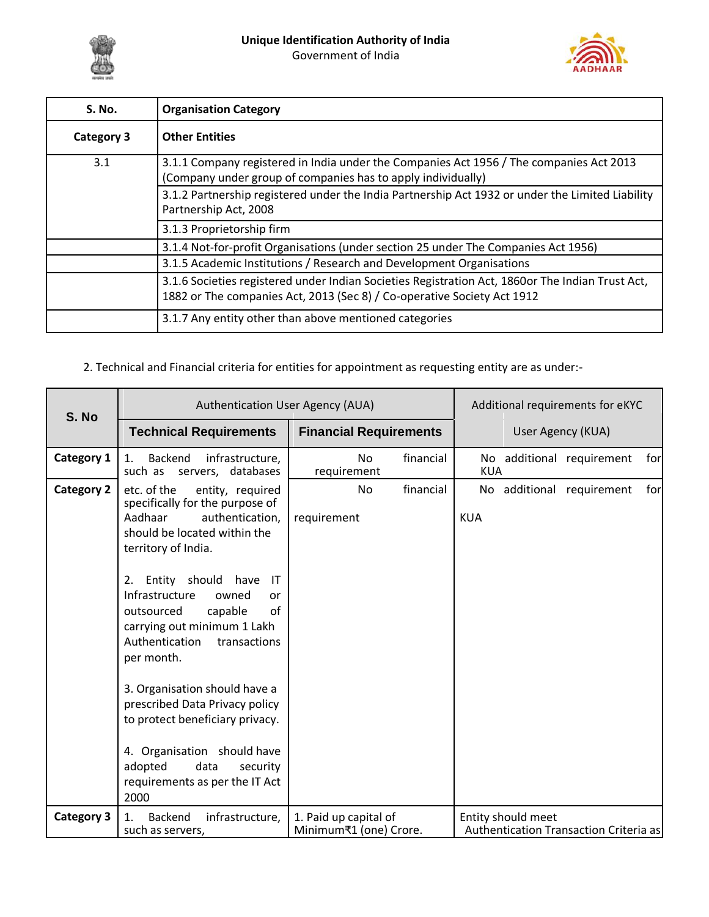| S. No. | Organisation Category |
|---|---|
| **Category 3** | **Other Entities** |
| 3.1 | 3.1.1 Company registered in India under the Companies Act 1956 / The companies Act 2013 (Company under group of companies has to apply individually) |
| | 3.1.2 Partnership registered under the India Partnership Act 1932 or under the Limited Liability Partnership Act, 2008 |
| | 3.1.3 Proprietorship firm |
| | 3.1.4 Not-for-profit Organisations (under section 25 under The Companies Act 1956) |
| | 3.1.5 Academic Institutions / Research and Development Organisations |
| | 3.1.6 Societies registered under Indian Societies Registration Act, 1860or The Indian Trust Act, 1882 or The companies Act, 2013 (Sec 8) / Co-operative Society Act 1912 |
| | 3.1.7 Any entity other than above mentioned categories |

2. Technical and Financial criteria for entities for appointment as requesting entity are as under:-

| S. No | Authentication User Agency (AUA) | | Additional requirements for eKYC |
|---|---|---|---|
| | **Technical Requirements** | **Financial Requirements** | User Agency (KUA) |
| **Category 1** | 1. Backend infrastructure, such as servers, databases etc. of the entity, required specifically for the purpose of Aadhaar authentication, should be located within the territory of India.<br><br>2. Entity should have IT Infrastructure owned or outsourced capable of carrying out minimum 1 Lakh Authentication transactions per month.<br><br>3. Organisation should have a prescribed Data Privacy policy to protect beneficiary privacy.<br><br>4. Organisation should have adopted data security requirements as per the IT Act 2000 | No financial requirement | No additional requirement for KUA |
| **Category 2** | | No financial requirement | No additional requirement for KUA |
| **Category 3** | 1. Backend infrastructure, such as servers, | 1. Paid up capital of Minimum₹1 (one) Crore. | Entity should meet Authentication Transaction Criteria as |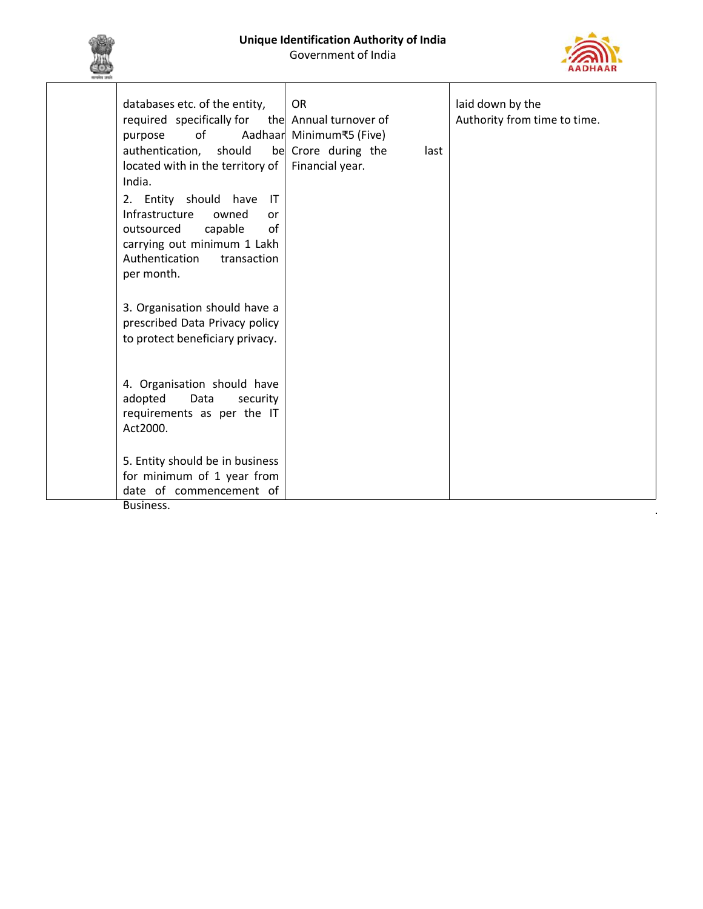| | | | |
|---|---|---|---|
| | databases etc. of the entity, required specifically for the purpose of Aadhaar authentication, should be located with in the territory of India.<br><br>2. Entity should have IT Infrastructure owned or outsourced capable of carrying out minimum 1 Lakh Authentication transaction per month.<br><br>3. Organisation should have a prescribed Data Privacy policy to protect beneficiary privacy.<br><br>4. Organisation should have adopted Data security requirements as per the IT Act2000.<br><br>5. Entity should be in business for minimum of 1 year from date of commencement of Business. | OR<br>Annual turnover of Minimum₹5 (Five) Crore during the last Financial year. | laid down by the Authority from time to time. |